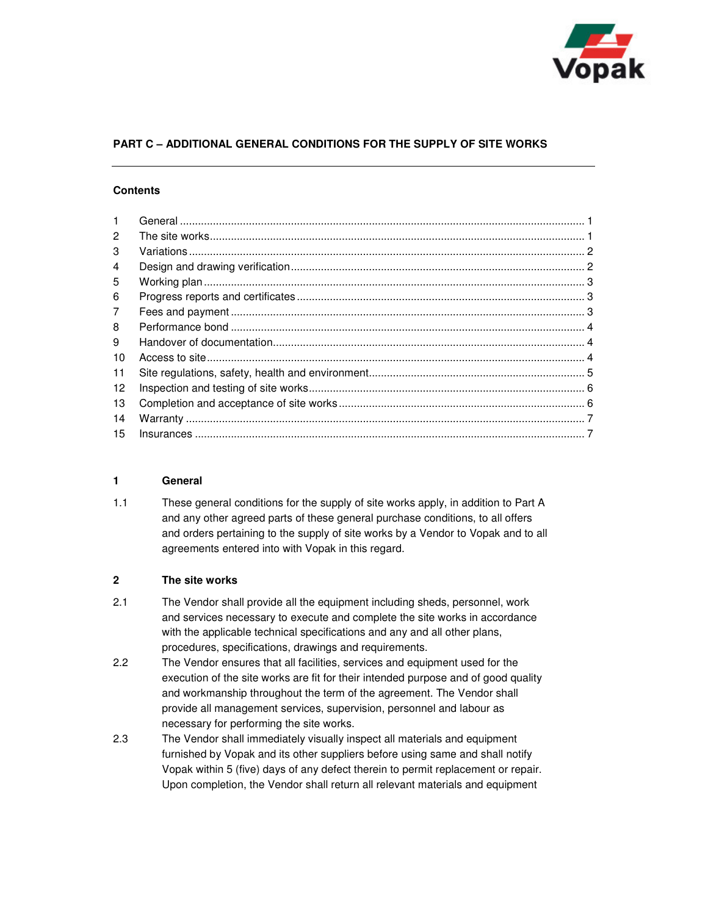## PART C – ADDITIONAL GENERAL CONDITIONS FOR THE SUPPLY OF SITE WORKS

---

### Contents

| | | |
|---|---|---|
| 1 | General | 1 |
| 2 | The site works | 1 |
| 3 | Variations | 2 |
| 4 | Design and drawing verification | 2 |
| 5 | Working plan | 3 |
| 6 | Progress reports and certificates | 3 |
| 7 | Fees and payment | 3 |
| 8 | Performance bond | 4 |
| 9 | Handover of documentation | 4 |
| 10 | Access to site | 4 |
| 11 | Site regulations, safety, health and environment | 5 |
| 12 | Inspection and testing of site works | 6 |
| 13 | Completion and acceptance of site works | 6 |
| 14 | Warranty | 7 |
| 15 | Insurances | 7 |

### 1 General

1.1 These general conditions for the supply of site works apply, in addition to Part A and any other agreed parts of these general purchase conditions, to all offers and orders pertaining to the supply of site works by a Vendor to Vopak and to all agreements entered into with Vopak in this regard.

### 2 The site works

2.1 The Vendor shall provide all the equipment including sheds, personnel, work and services necessary to execute and complete the site works in accordance with the applicable technical specifications and any and all other plans, procedures, specifications, drawings and requirements.

2.2 The Vendor ensures that all facilities, services and equipment used for the execution of the site works are fit for their intended purpose and of good quality and workmanship throughout the term of the agreement. The Vendor shall provide all management services, supervision, personnel and labour as necessary for performing the site works.

2.3 The Vendor shall immediately visually inspect all materials and equipment furnished by Vopak and its other suppliers before using same and shall notify Vopak within 5 (five) days of any defect therein to permit replacement or repair. Upon completion, the Vendor shall return all relevant materials and equipment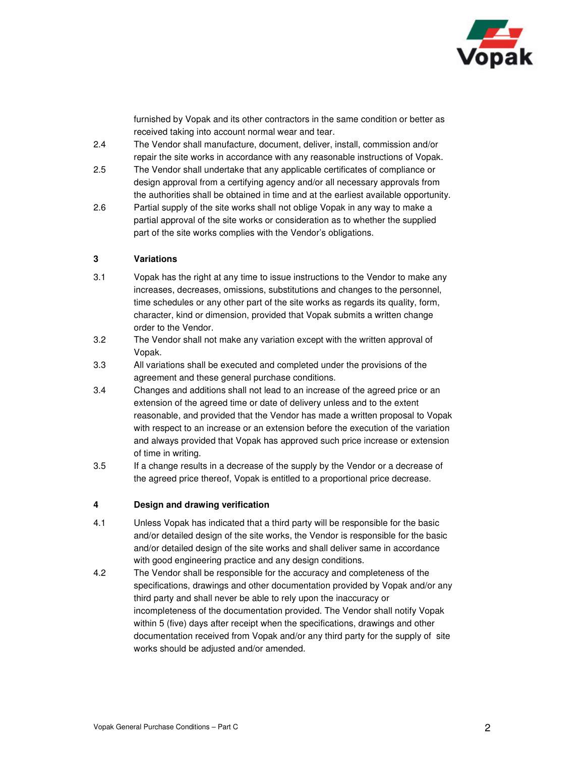furnished by Vopak and its other contractors in the same condition or better as received taking into account normal wear and tear.

2.4 The Vendor shall manufacture, document, deliver, install, commission and/or repair the site works in accordance with any reasonable instructions of Vopak.

2.5 The Vendor shall undertake that any applicable certificates of compliance or design approval from a certifying agency and/or all necessary approvals from the authorities shall be obtained in time and at the earliest available opportunity.

2.6 Partial supply of the site works shall not oblige Vopak in any way to make a partial approval of the site works or consideration as to whether the supplied part of the site works complies with the Vendor's obligations.

## 3 Variations

3.1 Vopak has the right at any time to issue instructions to the Vendor to make any increases, decreases, omissions, substitutions and changes to the personnel, time schedules or any other part of the site works as regards its quality, form, character, kind or dimension, provided that Vopak submits a written change order to the Vendor.

3.2 The Vendor shall not make any variation except with the written approval of Vopak.

3.3 All variations shall be executed and completed under the provisions of the agreement and these general purchase conditions.

3.4 Changes and additions shall not lead to an increase of the agreed price or an extension of the agreed time or date of delivery unless and to the extent reasonable, and provided that the Vendor has made a written proposal to Vopak with respect to an increase or an extension before the execution of the variation and always provided that Vopak has approved such price increase or extension of time in writing.

3.5 If a change results in a decrease of the supply by the Vendor or a decrease of the agreed price thereof, Vopak is entitled to a proportional price decrease.

## 4 Design and drawing verification

4.1 Unless Vopak has indicated that a third party will be responsible for the basic and/or detailed design of the site works, the Vendor is responsible for the basic and/or detailed design of the site works and shall deliver same in accordance with good engineering practice and any design conditions.

4.2 The Vendor shall be responsible for the accuracy and completeness of the specifications, drawings and other documentation provided by Vopak and/or any third party and shall never be able to rely upon the inaccuracy or incompleteness of the documentation provided. The Vendor shall notify Vopak within 5 (five) days after receipt when the specifications, drawings and other documentation received from Vopak and/or any third party for the supply of site works should be adjusted and/or amended.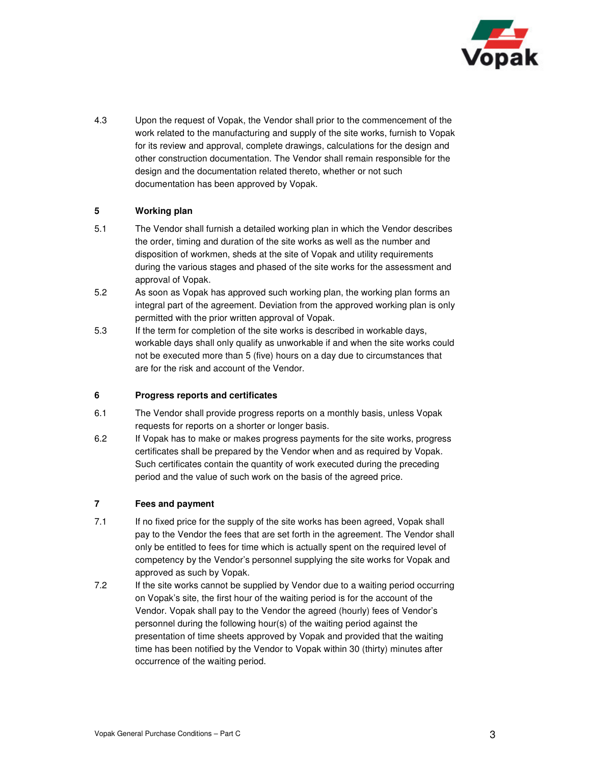4.3 Upon the request of Vopak, the Vendor shall prior to the commencement of the work related to the manufacturing and supply of the site works, furnish to Vopak for its review and approval, complete drawings, calculations for the design and other construction documentation. The Vendor shall remain responsible for the design and the documentation related thereto, whether or not such documentation has been approved by Vopak.

## 5 Working plan

5.1 The Vendor shall furnish a detailed working plan in which the Vendor describes the order, timing and duration of the site works as well as the number and disposition of workmen, sheds at the site of Vopak and utility requirements during the various stages and phased of the site works for the assessment and approval of Vopak.

5.2 As soon as Vopak has approved such working plan, the working plan forms an integral part of the agreement. Deviation from the approved working plan is only permitted with the prior written approval of Vopak.

5.3 If the term for completion of the site works is described in workable days, workable days shall only qualify as unworkable if and when the site works could not be executed more than 5 (five) hours on a day due to circumstances that are for the risk and account of the Vendor.

## 6 Progress reports and certificates

6.1 The Vendor shall provide progress reports on a monthly basis, unless Vopak requests for reports on a shorter or longer basis.

6.2 If Vopak has to make or makes progress payments for the site works, progress certificates shall be prepared by the Vendor when and as required by Vopak. Such certificates contain the quantity of work executed during the preceding period and the value of such work on the basis of the agreed price.

## 7 Fees and payment

7.1 If no fixed price for the supply of the site works has been agreed, Vopak shall pay to the Vendor the fees that are set forth in the agreement. The Vendor shall only be entitled to fees for time which is actually spent on the required level of competency by the Vendor's personnel supplying the site works for Vopak and approved as such by Vopak.

7.2 If the site works cannot be supplied by Vendor due to a waiting period occurring on Vopak's site, the first hour of the waiting period is for the account of the Vendor. Vopak shall pay to the Vendor the agreed (hourly) fees of Vendor's personnel during the following hour(s) of the waiting period against the presentation of time sheets approved by Vopak and provided that the waiting time has been notified by the Vendor to Vopak within 30 (thirty) minutes after occurrence of the waiting period.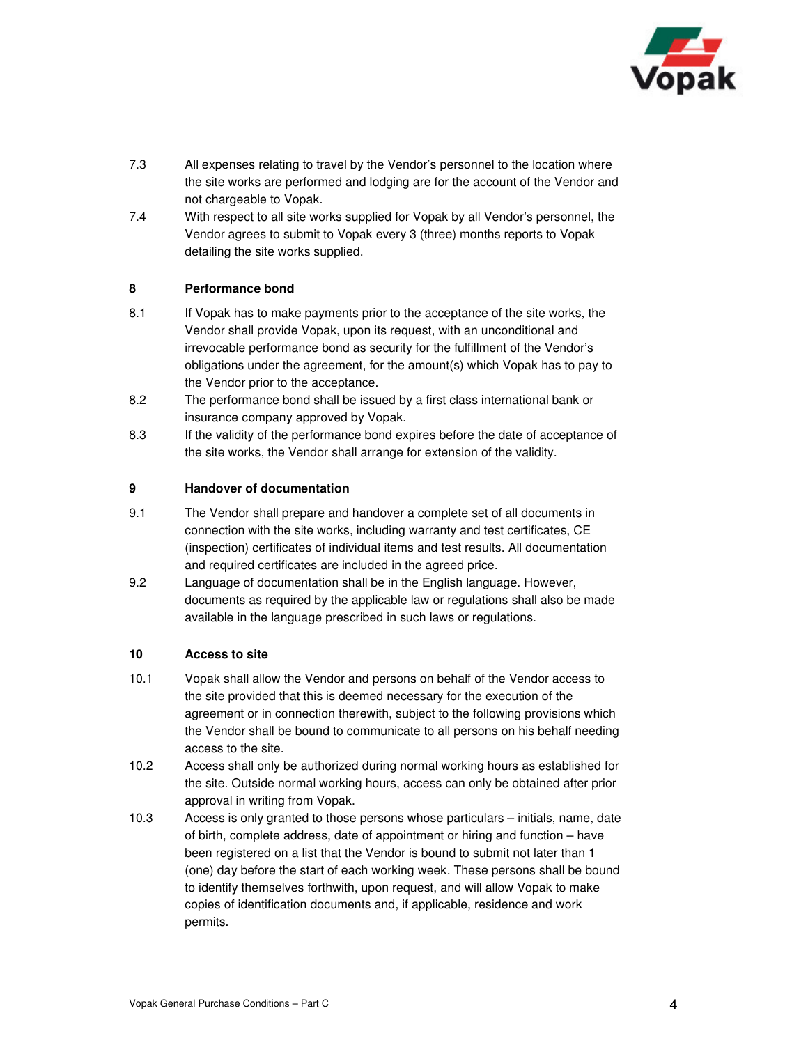7.3 All expenses relating to travel by the Vendor's personnel to the location where the site works are performed and lodging are for the account of the Vendor and not chargeable to Vopak.

7.4 With respect to all site works supplied for Vopak by all Vendor's personnel, the Vendor agrees to submit to Vopak every 3 (three) months reports to Vopak detailing the site works supplied.

## 8 Performance bond

8.1 If Vopak has to make payments prior to the acceptance of the site works, the Vendor shall provide Vopak, upon its request, with an unconditional and irrevocable performance bond as security for the fulfillment of the Vendor's obligations under the agreement, for the amount(s) which Vopak has to pay to the Vendor prior to the acceptance.

8.2 The performance bond shall be issued by a first class international bank or insurance company approved by Vopak.

8.3 If the validity of the performance bond expires before the date of acceptance of the site works, the Vendor shall arrange for extension of the validity.

## 9 Handover of documentation

9.1 The Vendor shall prepare and handover a complete set of all documents in connection with the site works, including warranty and test certificates, CE (inspection) certificates of individual items and test results. All documentation and required certificates are included in the agreed price.

9.2 Language of documentation shall be in the English language. However, documents as required by the applicable law or regulations shall also be made available in the language prescribed in such laws or regulations.

## 10 Access to site

10.1 Vopak shall allow the Vendor and persons on behalf of the Vendor access to the site provided that this is deemed necessary for the execution of the agreement or in connection therewith, subject to the following provisions which the Vendor shall be bound to communicate to all persons on his behalf needing access to the site.

10.2 Access shall only be authorized during normal working hours as established for the site. Outside normal working hours, access can only be obtained after prior approval in writing from Vopak.

10.3 Access is only granted to those persons whose particulars – initials, name, date of birth, complete address, date of appointment or hiring and function – have been registered on a list that the Vendor is bound to submit not later than 1 (one) day before the start of each working week. These persons shall be bound to identify themselves forthwith, upon request, and will allow Vopak to make copies of identification documents and, if applicable, residence and work permits.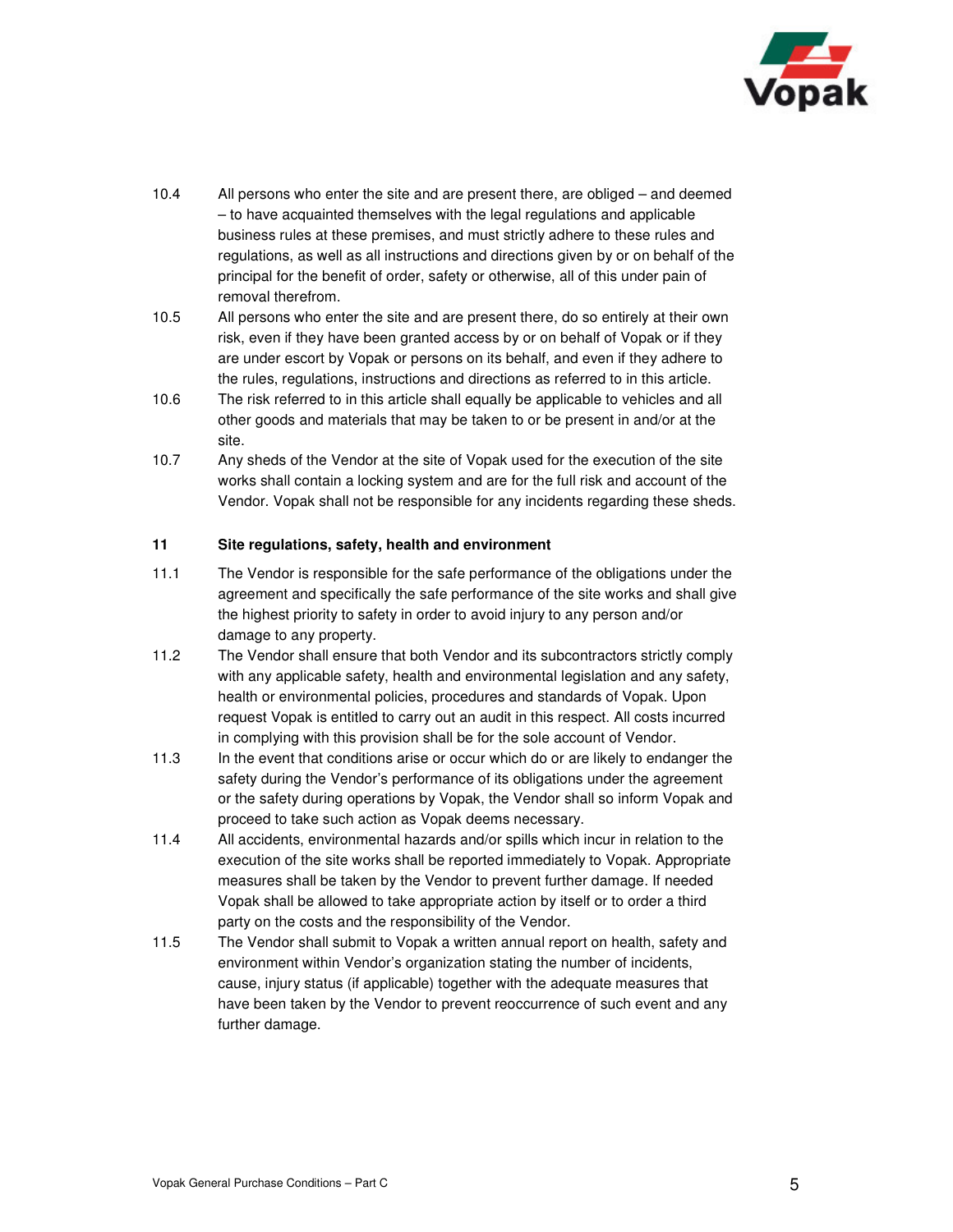10.4 All persons who enter the site and are present there, are obliged – and deemed – to have acquainted themselves with the legal regulations and applicable business rules at these premises, and must strictly adhere to these rules and regulations, as well as all instructions and directions given by or on behalf of the principal for the benefit of order, safety or otherwise, all of this under pain of removal therefrom.

10.5 All persons who enter the site and are present there, do so entirely at their own risk, even if they have been granted access by or on behalf of Vopak or if they are under escort by Vopak or persons on its behalf, and even if they adhere to the rules, regulations, instructions and directions as referred to in this article.

10.6 The risk referred to in this article shall equally be applicable to vehicles and all other goods and materials that may be taken to or be present in and/or at the site.

10.7 Any sheds of the Vendor at the site of Vopak used for the execution of the site works shall contain a locking system and are for the full risk and account of the Vendor. Vopak shall not be responsible for any incidents regarding these sheds.

## 11 Site regulations, safety, health and environment

11.1 The Vendor is responsible for the safe performance of the obligations under the agreement and specifically the safe performance of the site works and shall give the highest priority to safety in order to avoid injury to any person and/or damage to any property.

11.2 The Vendor shall ensure that both Vendor and its subcontractors strictly comply with any applicable safety, health and environmental legislation and any safety, health or environmental policies, procedures and standards of Vopak. Upon request Vopak is entitled to carry out an audit in this respect. All costs incurred in complying with this provision shall be for the sole account of Vendor.

11.3 In the event that conditions arise or occur which do or are likely to endanger the safety during the Vendor's performance of its obligations under the agreement or the safety during operations by Vopak, the Vendor shall so inform Vopak and proceed to take such action as Vopak deems necessary.

11.4 All accidents, environmental hazards and/or spills which incur in relation to the execution of the site works shall be reported immediately to Vopak. Appropriate measures shall be taken by the Vendor to prevent further damage. If needed Vopak shall be allowed to take appropriate action by itself or to order a third party on the costs and the responsibility of the Vendor.

11.5 The Vendor shall submit to Vopak a written annual report on health, safety and environment within Vendor's organization stating the number of incidents, cause, injury status (if applicable) together with the adequate measures that have been taken by the Vendor to prevent reoccurrence of such event and any further damage.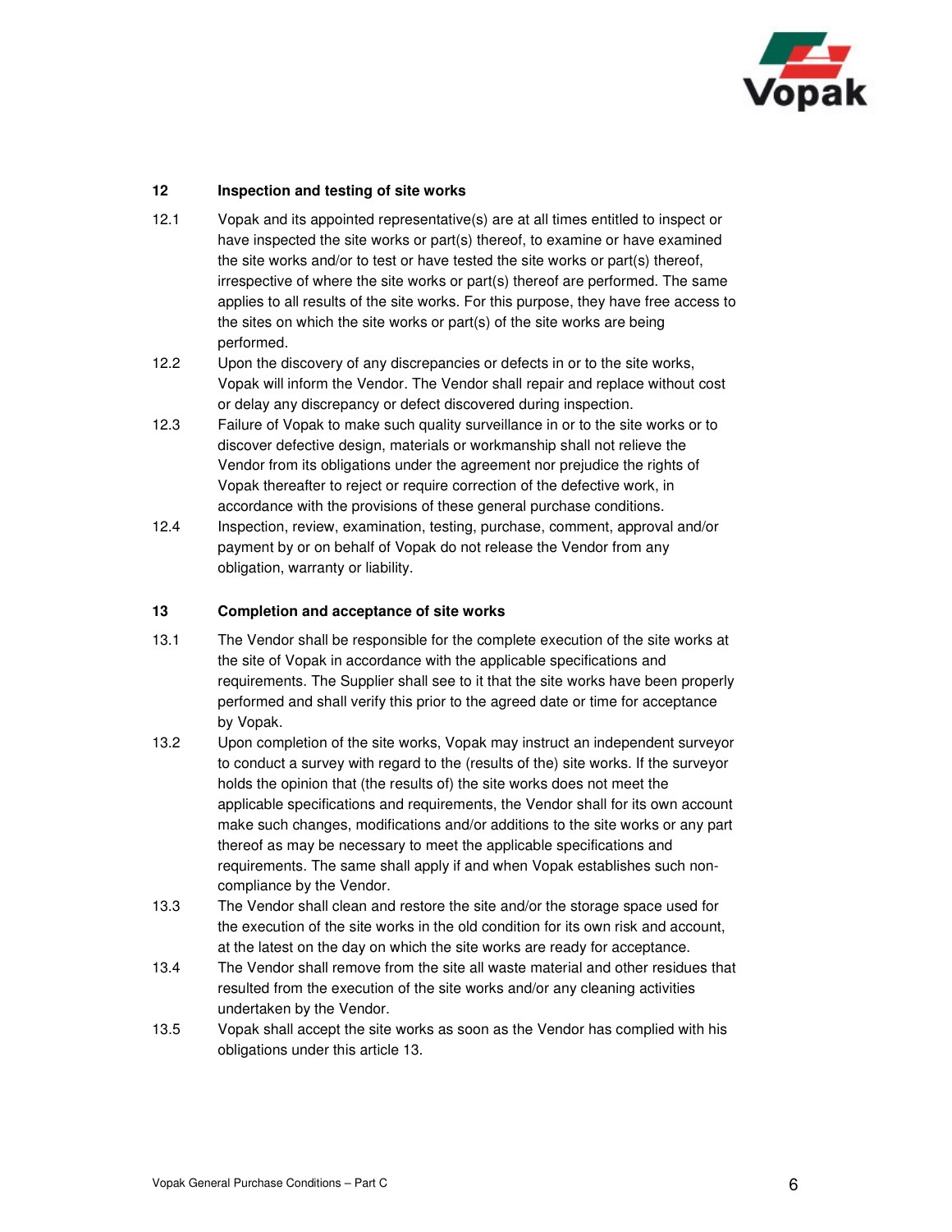## 12 Inspection and testing of site works

12.1 Vopak and its appointed representative(s) are at all times entitled to inspect or have inspected the site works or part(s) thereof, to examine or have examined the site works and/or to test or have tested the site works or part(s) thereof, irrespective of where the site works or part(s) thereof are performed. The same applies to all results of the site works. For this purpose, they have free access to the sites on which the site works or part(s) of the site works are being performed.

12.2 Upon the discovery of any discrepancies or defects in or to the site works, Vopak will inform the Vendor. The Vendor shall repair and replace without cost or delay any discrepancy or defect discovered during inspection.

12.3 Failure of Vopak to make such quality surveillance in or to the site works or to discover defective design, materials or workmanship shall not relieve the Vendor from its obligations under the agreement nor prejudice the rights of Vopak thereafter to reject or require correction of the defective work, in accordance with the provisions of these general purchase conditions.

12.4 Inspection, review, examination, testing, purchase, comment, approval and/or payment by or on behalf of Vopak do not release the Vendor from any obligation, warranty or liability.

## 13 Completion and acceptance of site works

13.1 The Vendor shall be responsible for the complete execution of the site works at the site of Vopak in accordance with the applicable specifications and requirements. The Supplier shall see to it that the site works have been properly performed and shall verify this prior to the agreed date or time for acceptance by Vopak.

13.2 Upon completion of the site works, Vopak may instruct an independent surveyor to conduct a survey with regard to the (results of the) site works. If the surveyor holds the opinion that (the results of) the site works does not meet the applicable specifications and requirements, the Vendor shall for its own account make such changes, modifications and/or additions to the site works or any part thereof as may be necessary to meet the applicable specifications and requirements. The same shall apply if and when Vopak establishes such non-compliance by the Vendor.

13.3 The Vendor shall clean and restore the site and/or the storage space used for the execution of the site works in the old condition for its own risk and account, at the latest on the day on which the site works are ready for acceptance.

13.4 The Vendor shall remove from the site all waste material and other residues that resulted from the execution of the site works and/or any cleaning activities undertaken by the Vendor.

13.5 Vopak shall accept the site works as soon as the Vendor has complied with his obligations under this article 13.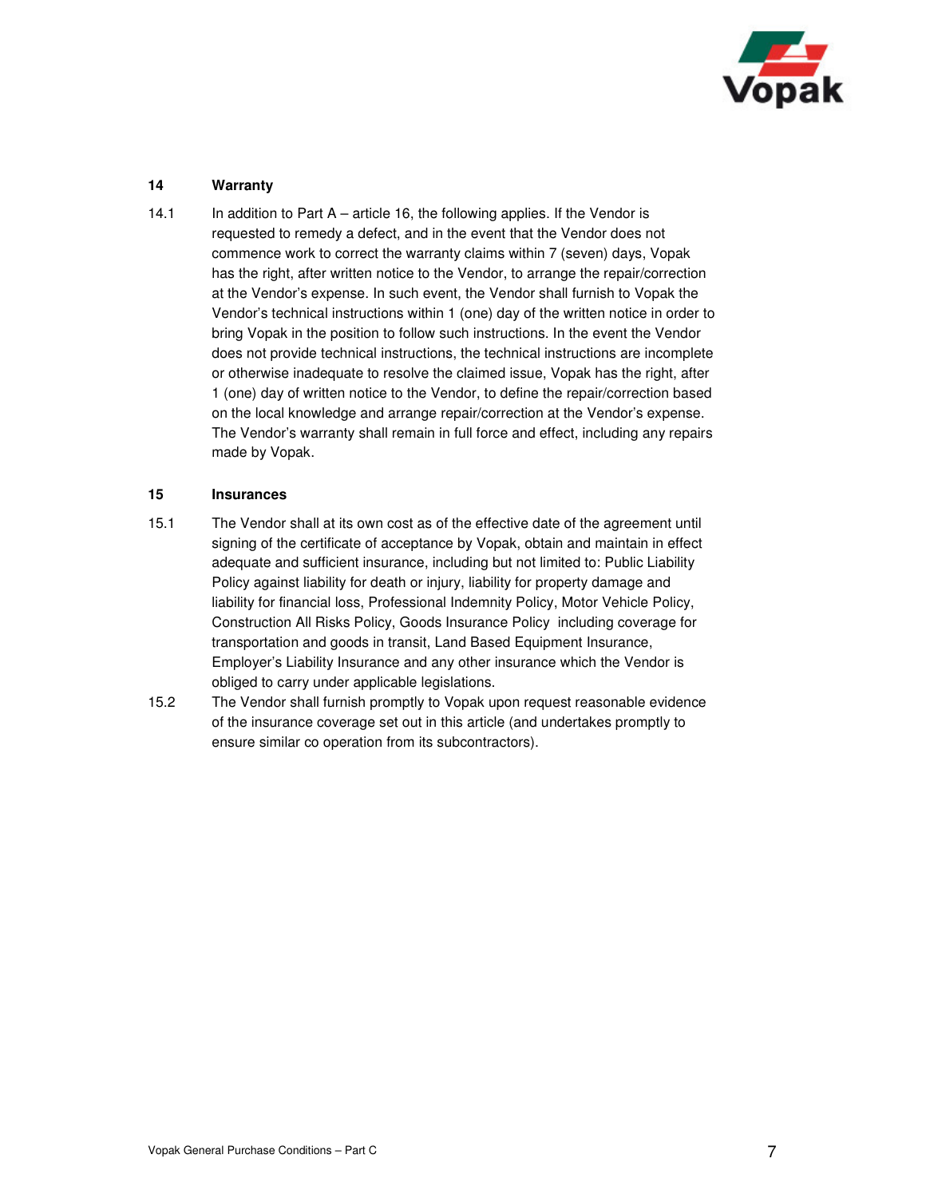## 14 Warranty

14.1 In addition to Part A – article 16, the following applies. If the Vendor is requested to remedy a defect, and in the event that the Vendor does not commence work to correct the warranty claims within 7 (seven) days, Vopak has the right, after written notice to the Vendor, to arrange the repair/correction at the Vendor's expense. In such event, the Vendor shall furnish to Vopak the Vendor's technical instructions within 1 (one) day of the written notice in order to bring Vopak in the position to follow such instructions. In the event the Vendor does not provide technical instructions, the technical instructions are incomplete or otherwise inadequate to resolve the claimed issue, Vopak has the right, after 1 (one) day of written notice to the Vendor, to define the repair/correction based on the local knowledge and arrange repair/correction at the Vendor's expense. The Vendor's warranty shall remain in full force and effect, including any repairs made by Vopak.

## 15 Insurances

15.1 The Vendor shall at its own cost as of the effective date of the agreement until signing of the certificate of acceptance by Vopak, obtain and maintain in effect adequate and sufficient insurance, including but not limited to: Public Liability Policy against liability for death or injury, liability for property damage and liability for financial loss, Professional Indemnity Policy, Motor Vehicle Policy, Construction All Risks Policy, Goods Insurance Policy including coverage for transportation and goods in transit, Land Based Equipment Insurance, Employer's Liability Insurance and any other insurance which the Vendor is obliged to carry under applicable legislations.

15.2 The Vendor shall furnish promptly to Vopak upon request reasonable evidence of the insurance coverage set out in this article (and undertakes promptly to ensure similar co operation from its subcontractors).